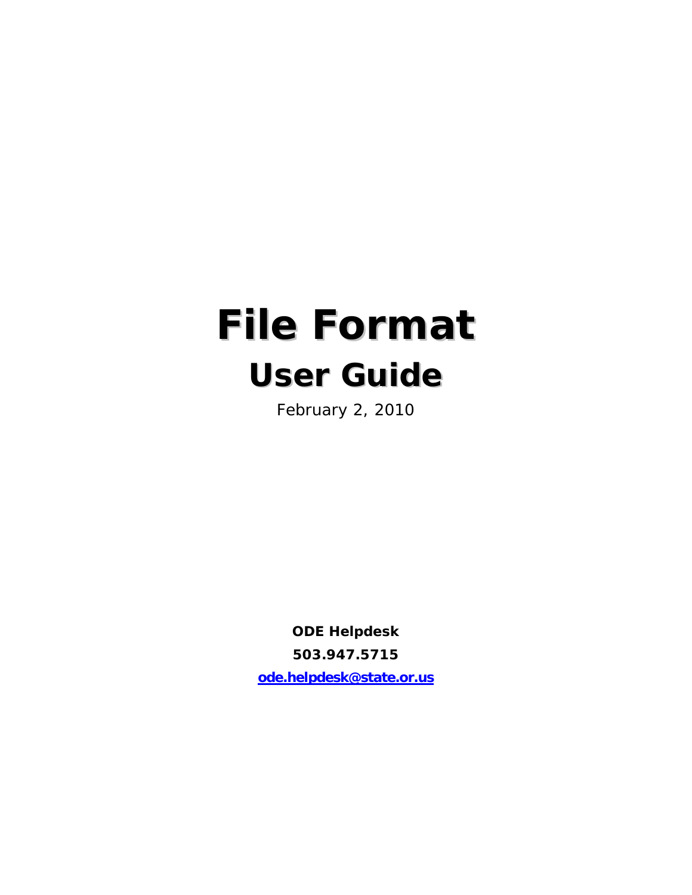# File Format

## User Guide

February 2, 2010

**ODE Helpdesk**

**503.947.5715**

**ode.helpdesk@state.or.us**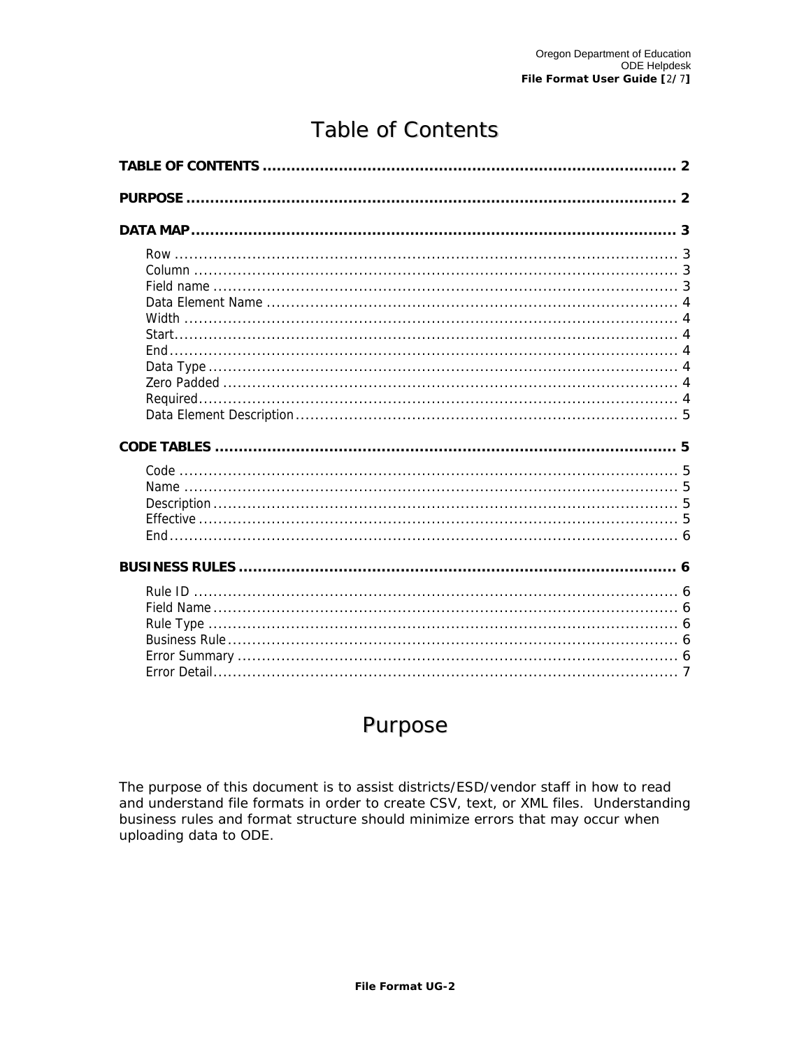# Table of Contents

**TABLE OF CONTENTS** ..................................................................................... 2

**PURPOSE** ..................................................................................................... 2

**DATA MAP** .................................................................................................... 3

- Row ........................................................................................................ 3
- Column .................................................................................................... 3
- Field name ............................................................................................... 3
- Data Element Name ................................................................................... 4
- Width ...................................................................................................... 4
- Start........................................................................................................ 4
- End......................................................................................................... 4
- Data Type ................................................................................................. 4
- Zero Padded ............................................................................................. 4
- Required................................................................................................... 4
- Data Element Description............................................................................. 5

**CODE TABLES** ................................................................................................ 5

- Code ....................................................................................................... 5
- Name ...................................................................................................... 5
- Description ............................................................................................... 5
- Effective .................................................................................................. 5
- End......................................................................................................... 6

**BUSINESS RULES** ........................................................................................... 6

- Rule ID .................................................................................................... 6
- Field Name................................................................................................ 6
- Rule Type ................................................................................................. 6
- Business Rule............................................................................................. 6
- Error Summary .......................................................................................... 6
- Error Detail................................................................................................ 7

# Purpose

The purpose of this document is to assist districts/ESD/vendor staff in how to read and understand file formats in order to create CSV, text, or XML files. Understanding business rules and format structure should minimize errors that may occur when uploading data to ODE.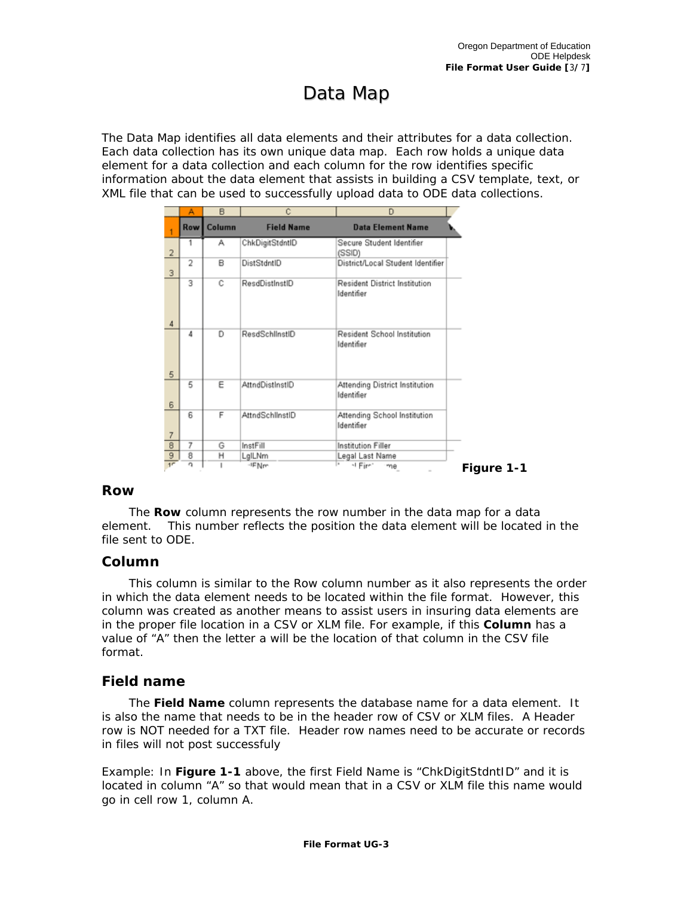# Data Map

The Data Map identifies all data elements and their attributes for a data collection. Each data collection has its own unique data map. Each row holds a unique data element for a data collection and each column for the row identifies specific information about the data element that assists in building a CSV template, text, or XML file that can be used to successfully upload data to ODE data collections.

| Row | Column | Field Name | Data Element Name |
|---|---|---|---|
| 1 | A | ChkDigitStdntID | Secure Student Identifier (SSID) |
| 2 | B | DistStdntID | District/Local Student Identifier |
| 3 | C | ResdDistInstID | Resident District Institution Identifier |
| 4 | D | ResdSchlInstID | Resident School Institution Identifier |
| 5 | E | AttndDistInstID | Attending District Institution Identifier |
| 6 | F | AttndSchlInstID | Attending School Institution Identifier |
| 7 | G | InstFill | Institution Filler |
| 8 | H | LglLNm | Legal Last Name |
| 9 | I | LglFNm | Legal First Name |

**Figure 1-1**

## Row

The **Row** column represents the row number in the data map for a data element. This number reflects the position the data element will be located in the file sent to ODE.

## Column

This column is similar to the Row column number as it also represents the order in which the data element needs to be located within the file format. However, this column was created as another means to assist users in insuring data elements are in the proper file location in a CSV or XLM file. For example, if this **Column** has a value of "A" then the letter a will be the location of that column in the CSV file format.

## Field name

The **Field Name** column represents the database name for a data element. It is also the name that needs to be in the header row of CSV or XLM files. A Header row is NOT needed for a TXT file. Header row names need to be accurate or records in files will not post successfuly

Example: In **Figure 1-1** above, the first Field Name is "ChkDigitStdntID" and it is located in column "A" so that would mean that in a CSV or XLM file this name would go in cell row 1, column A.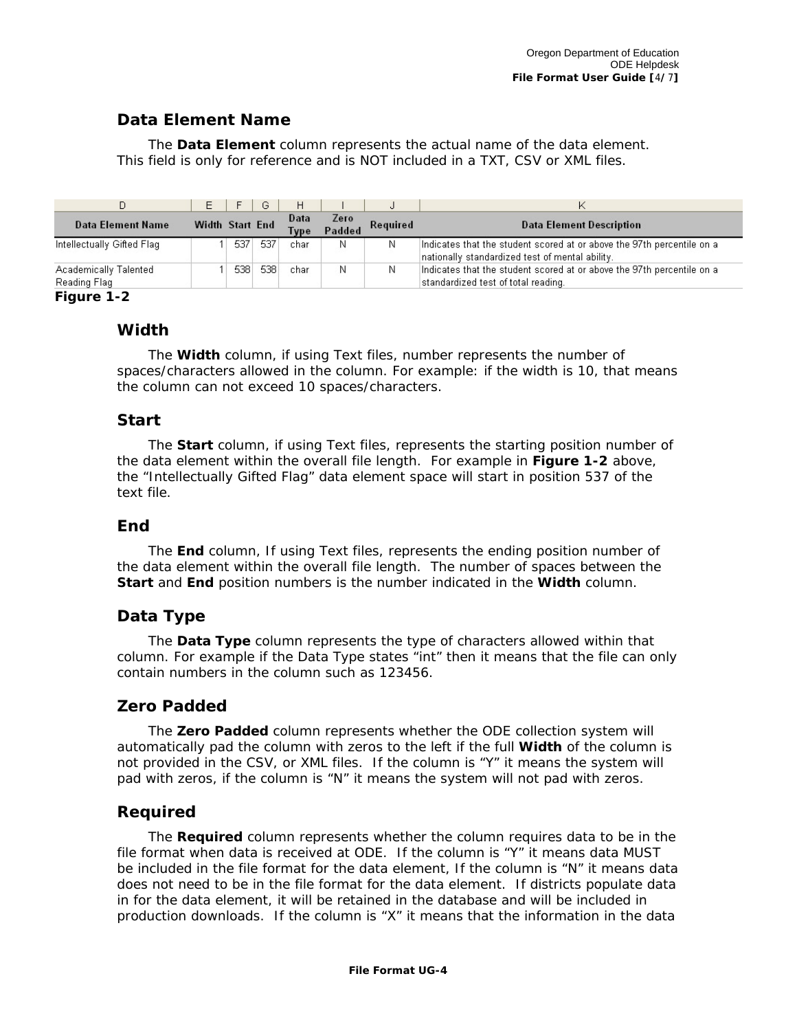## Data Element Name

The **Data Element** column represents the actual name of the data element. This field is only for reference and is NOT included in a TXT, CSV or XML files.

| D | E | F | G | H | I | J | K |
|---|---|---|---|---|---|---|---|
| **Data Element Name** | **Width** | **Start** | **End** | **Data Type** | **Zero Padded** | **Required** | **Data Element Description** |
| Intellectually Gifted Flag | 1 | 537 | 537 | char | N | N | Indicates that the student scored at or above the 97th percentile on a nationally standardized test of mental ability. |
| Academically Talented Reading Flag | 1 | 538 | 538 | char | N | N | Indicates that the student scored at or above the 97th percentile on a standardized test of total reading. |

**Figure 1-2**

## Width

The **Width** column, if using Text files, number represents the number of spaces/characters allowed in the column. For example: if the width is 10, that means the column can not exceed 10 spaces/characters.

## Start

The **Start** column, if using Text files, represents the starting position number of the data element within the overall file length. For example in **Figure 1-2** above, the "Intellectually Gifted Flag" data element space will start in position 537 of the text file.

## End

The **End** column, If using Text files, represents the ending position number of the data element within the overall file length. The number of spaces between the **Start** and **End** position numbers is the number indicated in the **Width** column.

## Data Type

The **Data Type** column represents the type of characters allowed within that column. For example if the Data Type states "int" then it means that the file can only contain numbers in the column such as 123456.

## Zero Padded

The **Zero Padded** column represents whether the ODE collection system will automatically pad the column with zeros to the left if the full **Width** of the column is not provided in the CSV, or XML files. If the column is "Y" it means the system will pad with zeros, if the column is "N" it means the system will not pad with zeros.

## Required

The **Required** column represents whether the column requires data to be in the file format when data is received at ODE. If the column is "Y" it means data MUST be included in the file format for the data element, If the column is "N" it means data does not need to be in the file format for the data element. If districts populate data in for the data element, it will be retained in the database and will be included in production downloads. If the column is "X" it means that the information in the data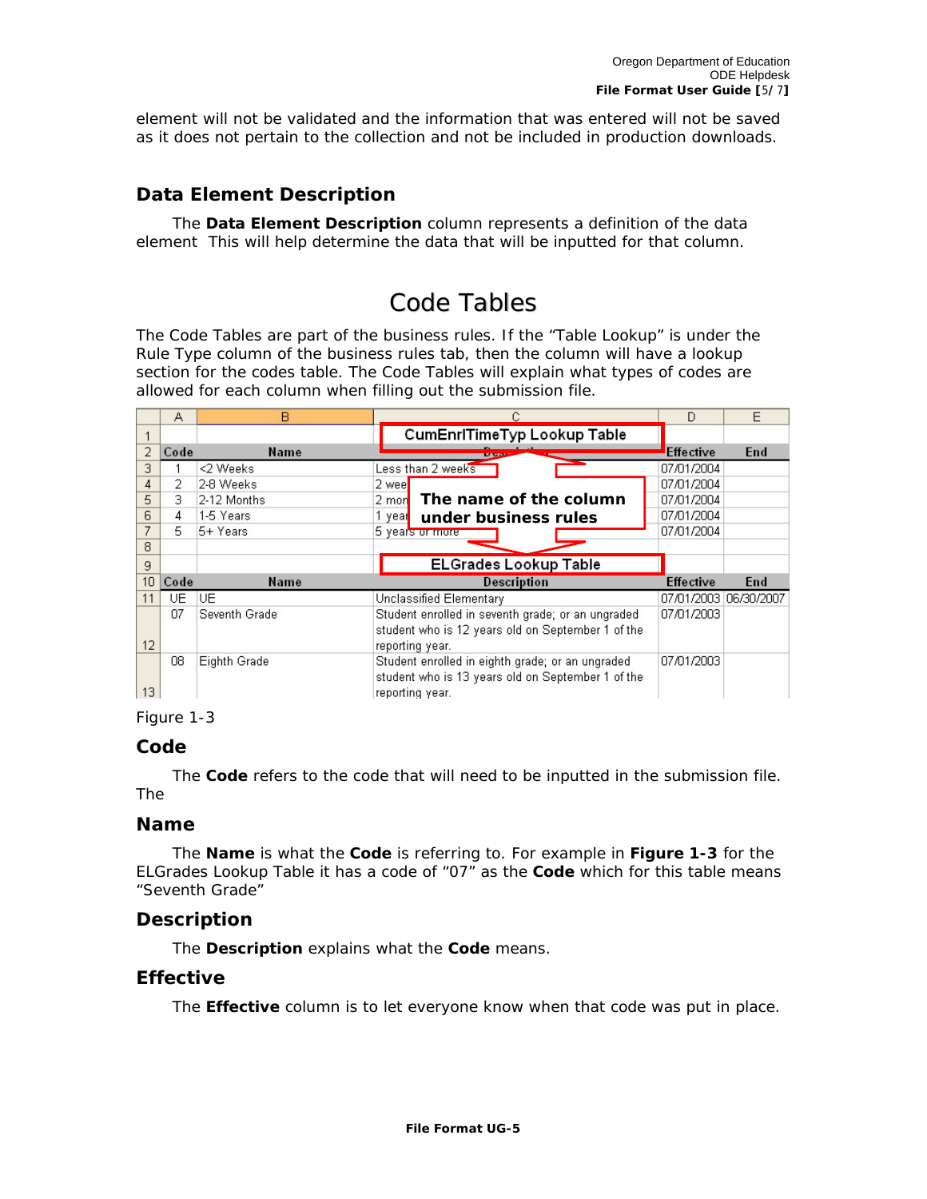element will not be validated and the information that was entered will not be saved as it does not pertain to the collection and not be included in production downloads.

## Data Element Description

The **Data Element Description** column represents a definition of the data element This will help determine the data that will be inputted for that column.

# Code Tables

The Code Tables are part of the business rules. If the "Table Lookup" is under the Rule Type column of the business rules tab, then the column will have a lookup section for the codes table. The Code Tables will explain what types of codes are allowed for each column when filling out the submission file.

| | A | B | C | D | E |
|---|---|---|---|---|---|
| 1 | | | CumEnrlTimeTyp Lookup Table | | |
| 2 | Code | Name | Description | Effective | End |
| 3 | 1 | <2 Weeks | Less than 2 weeks | 07/01/2004 | |
| 4 | 2 | 2-8 Weeks | 2 wee... | 07/01/2004 | |
| 5 | 3 | 2-12 Months | 2 mon... | 07/01/2004 | |
| 6 | 4 | 1-5 Years | 1 year... | 07/01/2004 | |
| 7 | 5 | 5+ Years | 5 years or more | 07/01/2004 | |
| 8 | | | | | |
| 9 | | | ELGrades Lookup Table | | |
| 10 | Code | Name | Description | Effective | End |
| 11 | UE | UE | Unclassified Elementary | 07/01/2003 | 06/30/2007 |
| 12 | 07 | Seventh Grade | Student enrolled in seventh grade; or an ungraded student who is 12 years old on September 1 of the reporting year. | 07/01/2003 | |
| 13 | 08 | Eighth Grade | Student enrolled in eighth grade; or an ungraded student who is 13 years old on September 1 of the reporting year. | 07/01/2003 | |

The name of the column under business rules

Figure 1-3

## Code

The **Code** refers to the code that will need to be inputted in the submission file. The

## Name

The **Name** is what the **Code** is referring to. For example in **Figure 1-3** for the ELGrades Lookup Table it has a code of "07" as the **Code** which for this table means "Seventh Grade"

## Description

The **Description** explains what the **Code** means.

## Effective

The **Effective** column is to let everyone know when that code was put in place.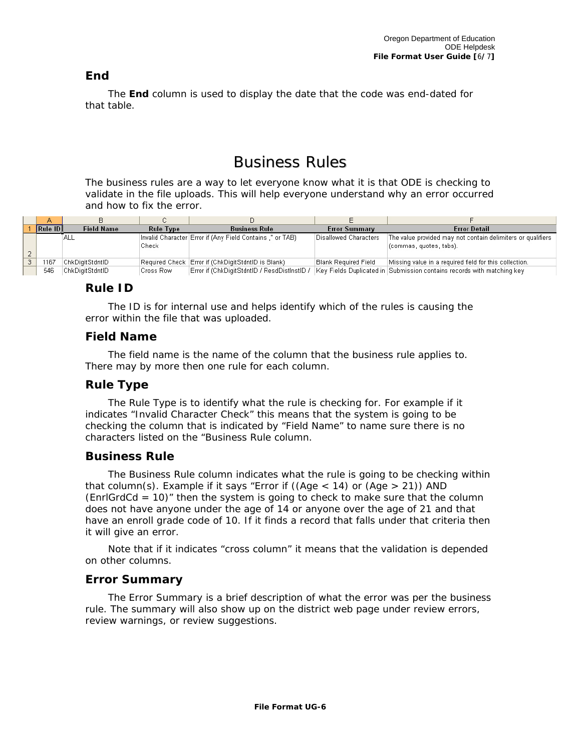### End

The **End** column is used to display the date that the code was end-dated for that table.

## Business Rules

The business rules are a way to let everyone know what it is that ODE is checking to validate in the file uploads. This will help everyone understand why an error occurred and how to fix the error.

| Rule ID | Field Name | Rule Type | Business Rule | Error Summary | Error Detail |
|---|---|---|---|---|---|
| | ALL | Invalid Character Check | Error if (Any Field Contains ," or TAB) | Disallowed Characters | The value provided may not contain delimiters or qualifiers (commas, quotes, tabs). |
| 1167 | ChkDigitStdntID | Required Check | Error if (ChkDigitStdntID is Blank) | Blank Required Field | Missing value in a required field for this collection. |
| 546 | ChkDigitStdntID | Cross Row | Error if (ChkDigitStdntID / ResdDistInstID / | Key Fields Duplicated in | Submission contains records with matching key |

### Rule ID

The ID is for internal use and helps identify which of the rules is causing the error within the file that was uploaded.

### Field Name

The field name is the name of the column that the business rule applies to. There may by more then one rule for each column.

### Rule Type

The Rule Type is to identify what the rule is checking for. For example if it indicates "Invalid Character Check" this means that the system is going to be checking the column that is indicated by "Field Name" to name sure there is no characters listed on the "Business Rule column.

### Business Rule

The Business Rule column indicates what the rule is going to be checking within that column(s). Example if it says "Error if ((Age < 14) or (Age > 21)) AND (EnrlGrdCd = 10)" then the system is going to check to make sure that the column does not have anyone under the age of 14 or anyone over the age of 21 and that have an enroll grade code of 10. If it finds a record that falls under that criteria then it will give an error.

Note that if it indicates "cross column" it means that the validation is depended on other columns.

### Error Summary

The Error Summary is a brief description of what the error was per the business rule. The summary will also show up on the district web page under review errors, review warnings, or review suggestions.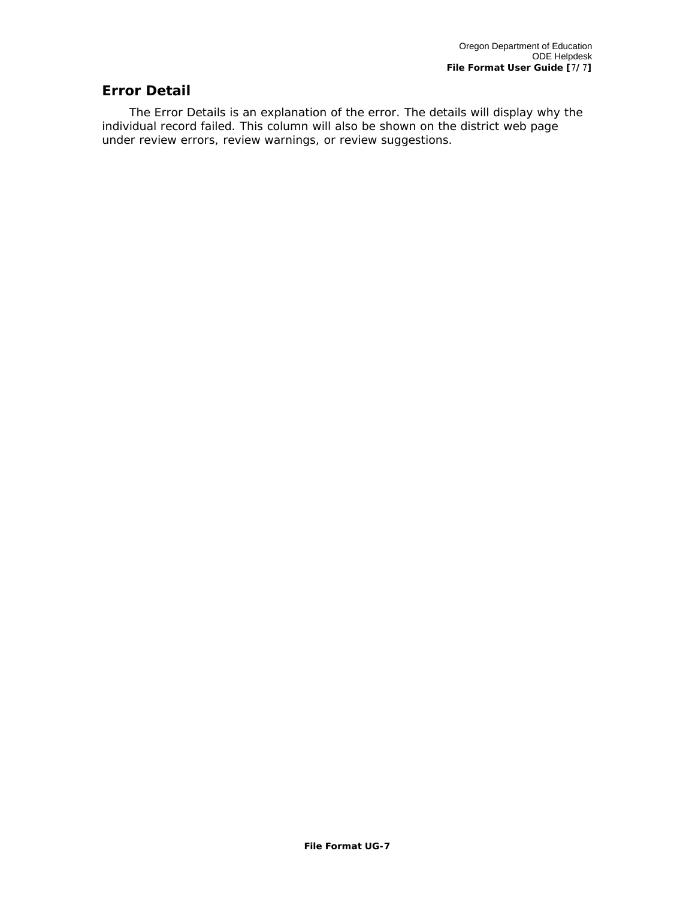## Error Detail

The Error Details is an explanation of the error. The details will display why the individual record failed. This column will also be shown on the district web page under review errors, review warnings, or review suggestions.